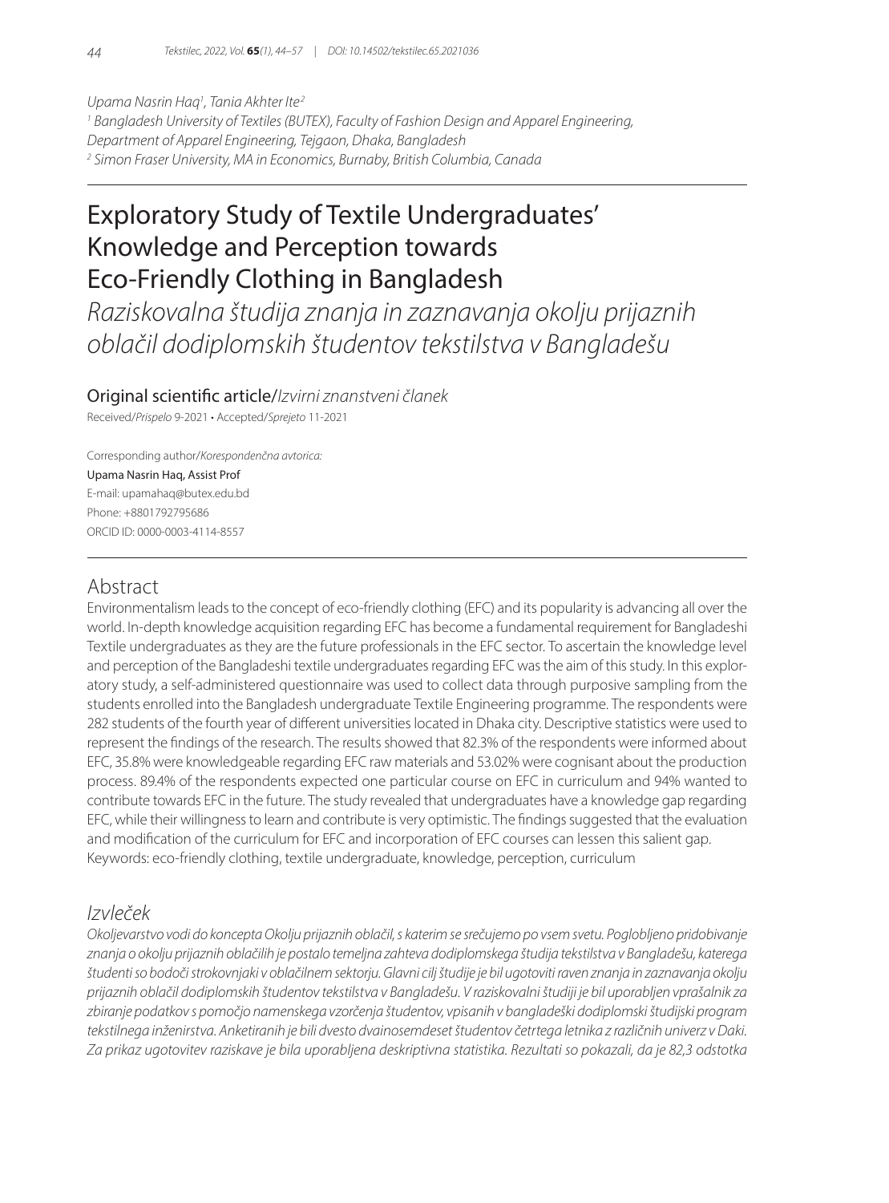Upama Nasrin Haq[1], Tania Akhter Ite[2]

[1] Bangladesh University of Textiles (BUTEX), Faculty of Fashion Design and Apparel Engineering, Department of Apparel Engineering, Tejgaon, Dhaka, Bangladesh

[2] Simon Fraser University, MA in Economics, Burnaby, British Columbia, Canada

# Exploratory Study of Textile Undergraduates' Knowledge and Perception towards Eco-Friendly Clothing in Bangladesh

## *Raziskovalna študija znanja in zaznavanja okolju prijaznih oblačil dodiplomskih študentov tekstilstva v Bangladešu*

Original scientific article/*Izvirni znanstveni članek*

Received/*Prispelo* 9-2021 • Accepted/*Sprejeto* 11-2021

Corresponding author/*Korespondenčna avtorica:*
Upama Nasrin Haq, Assist Prof
E-mail: upamahaq@butex.edu.bd
Phone: +8801792795686
ORCID ID: 0000-0003-4114-8557

## Abstract

Environmentalism leads to the concept of eco-friendly clothing (EFC) and its popularity is advancing all over the world. In-depth knowledge acquisition regarding EFC has become a fundamental requirement for Bangladeshi Textile undergraduates as they are the future professionals in the EFC sector. To ascertain the knowledge level and perception of the Bangladeshi textile undergraduates regarding EFC was the aim of this study. In this exploratory study, a self-administered questionnaire was used to collect data through purposive sampling from the students enrolled into the Bangladesh undergraduate Textile Engineering programme. The respondents were 282 students of the fourth year of different universities located in Dhaka city. Descriptive statistics were used to represent the findings of the research. The results showed that 82.3% of the respondents were informed about EFC, 35.8% were knowledgeable regarding EFC raw materials and 53.02% were cognisant about the production process. 89.4% of the respondents expected one particular course on EFC in curriculum and 94% wanted to contribute towards EFC in the future. The study revealed that undergraduates have a knowledge gap regarding EFC, while their willingness to learn and contribute is very optimistic. The findings suggested that the evaluation and modification of the curriculum for EFC and incorporation of EFC courses can lessen this salient gap.

Keywords: eco-friendly clothing, textile undergraduate, knowledge, perception, curriculum

## *Izvleček*

*Okoljevarstvo vodi do koncepta Okolju prijaznih oblačil, s katerim se srečujemo po vsem svetu. Poglobljeno pridobivanje znanja o okolju prijaznih oblačilih je postalo temeljna zahteva dodiplomskega študija tekstilstva v Bangladešu, katerega študenti so bodoči strokovnjaki v oblačilnem sektorju. Glavni cilj študije je bil ugotoviti raven znanja in zaznavanja okolju prijaznih oblačil dodiplomskih študentov tekstilstva v Bangladešu. V raziskovalni študiji je bil uporabljen vprašalnik za zbiranje podatkov s pomočjo namenskega vzorčenja študentov, vpisanih v bangladeški dodiplomski študijski program tekstilnega inženirstva. Anketiranih je bili dvesto dvainosemdeset študentov četrtega letnika z različnih univerz v Daki. Za prikaz ugotovitev raziskave je bila uporabljena deskriptivna statistika. Rezultati so pokazali, da je 82,3 odstotka*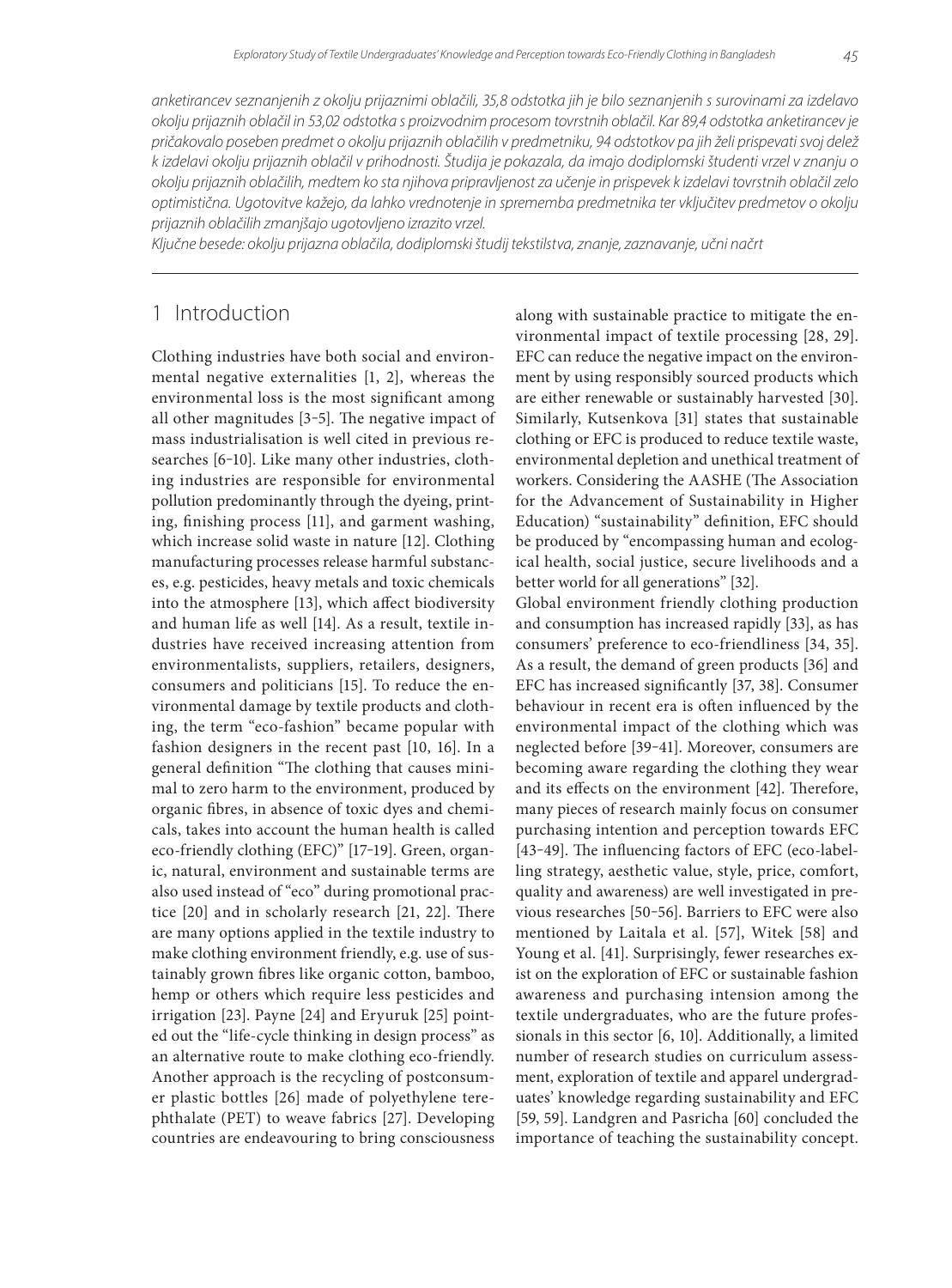*anketirancev seznanjenih z okolju prijaznimi oblačili, 35,8 odstotka jih je bilo seznanjenih s surovinami za izdelavo okolju prijaznih oblačil in 53,02 odstotka s proizvodnim procesom tovrstnih oblačil. Kar 89,4 odstotka anketirancev je pričakovalo poseben predmet o okolju prijaznih oblačilih v predmetniku, 94 odstotkov pa jih želi prispevati svoj delež k izdelavi okolju prijaznih oblačil v prihodnosti. Študija je pokazala, da imajo dodiplomski študenti vrzel v znanju o okolju prijaznih oblačilih, medtem ko sta njihova pripravljenost za učenje in prispevek k izdelavi tovrstnih oblačil zelo optimistična. Ugotovitve kažejo, da lahko vrednotenje in sprememba predmetnika ter vključitev predmetov o okolju prijaznih oblačilih zmanjšajo ugotovljeno izrazito vrzel.*

*Ključne besede: okolju prijazna oblačila, dodiplomski študij tekstilstva, znanje, zaznavanje, učni načrt*

## 1 Introduction

Clothing industries have both social and environmental negative externalities [1, 2], whereas the environmental loss is the most significant among all other magnitudes [3–5]. The negative impact of mass industrialisation is well cited in previous researches [6–10]. Like many other industries, clothing industries are responsible for environmental pollution predominantly through the dyeing, printing, finishing process [11], and garment washing, which increase solid waste in nature [12]. Clothing manufacturing processes release harmful substances, e.g. pesticides, heavy metals and toxic chemicals into the atmosphere [13], which affect biodiversity and human life as well [14]. As a result, textile industries have received increasing attention from environmentalists, suppliers, retailers, designers, consumers and politicians [15]. To reduce the environmental damage by textile products and clothing, the term "eco-fashion" became popular with fashion designers in the recent past [10, 16]. In a general definition "The clothing that causes minimal to zero harm to the environment, produced by organic fibres, in absence of toxic dyes and chemicals, takes into account the human health is called eco-friendly clothing (EFC)" [17–19]. Green, organic, natural, environment and sustainable terms are also used instead of "eco" during promotional practice [20] and in scholarly research [21, 22]. There are many options applied in the textile industry to make clothing environment friendly, e.g. use of sustainably grown fibres like organic cotton, bamboo, hemp or others which require less pesticides and irrigation [23]. Payne [24] and Eryuruk [25] pointed out the "life-cycle thinking in design process" as an alternative route to make clothing eco-friendly. Another approach is the recycling of postconsumer plastic bottles [26] made of polyethylene terephthalate (PET) to weave fabrics [27]. Developing countries are endeavouring to bring consciousness along with sustainable practice to mitigate the environmental impact of textile processing [28, 29]. EFC can reduce the negative impact on the environment by using responsibly sourced products which are either renewable or sustainably harvested [30]. Similarly, Kutsenkova [31] states that sustainable clothing or EFC is produced to reduce textile waste, environmental depletion and unethical treatment of workers. Considering the AASHE (The Association for the Advancement of Sustainability in Higher Education) "sustainability" definition, EFC should be produced by "encompassing human and ecological health, social justice, secure livelihoods and a better world for all generations" [32].

Global environment friendly clothing production and consumption has increased rapidly [33], as has consumers' preference to eco-friendliness [34, 35]. As a result, the demand of green products [36] and EFC has increased significantly [37, 38]. Consumer behaviour in recent era is often influenced by the environmental impact of the clothing which was neglected before [39–41]. Moreover, consumers are becoming aware regarding the clothing they wear and its effects on the environment [42]. Therefore, many pieces of research mainly focus on consumer purchasing intention and perception towards EFC [43–49]. The influencing factors of EFC (eco-labelling strategy, aesthetic value, style, price, comfort, quality and awareness) are well investigated in previous researches [50–56]. Barriers to EFC were also mentioned by Laitala et al. [57], Witek [58] and Young et al. [41]. Surprisingly, fewer researches exist on the exploration of EFC or sustainable fashion awareness and purchasing intension among the textile undergraduates, who are the future professionals in this sector [6, 10]. Additionally, a limited number of research studies on curriculum assessment, exploration of textile and apparel undergraduates' knowledge regarding sustainability and EFC [59, 59]. Landgren and Pasricha [60] concluded the importance of teaching the sustainability concept.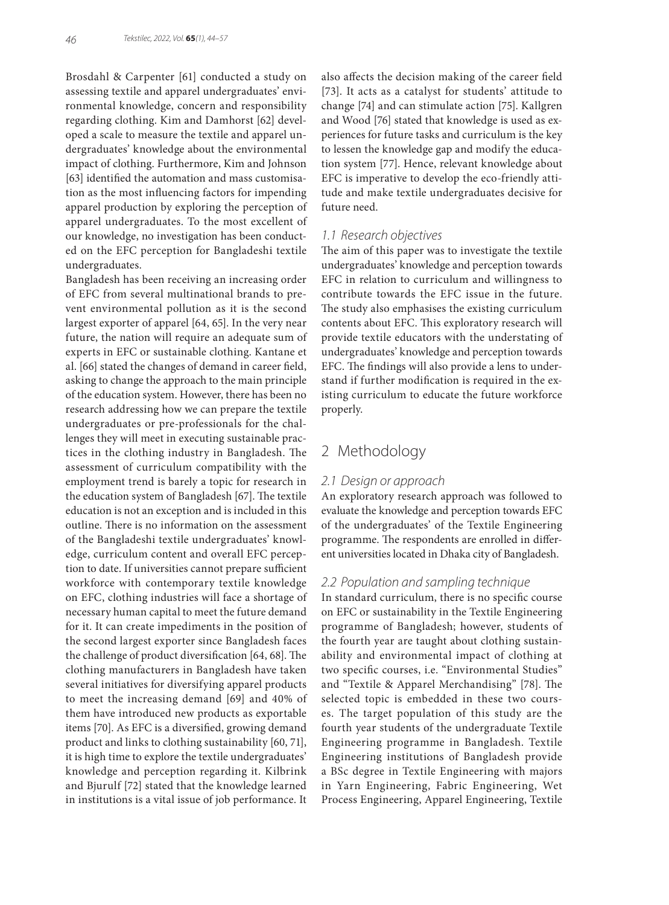Brosdahl & Carpenter [61] conducted a study on assessing textile and apparel undergraduates' environmental knowledge, concern and responsibility regarding clothing. Kim and Damhorst [62] developed a scale to measure the textile and apparel undergraduates' knowledge about the environmental impact of clothing. Furthermore, Kim and Johnson [63] identified the automation and mass customisation as the most influencing factors for impending apparel production by exploring the perception of apparel undergraduates. To the most excellent of our knowledge, no investigation has been conducted on the EFC perception for Bangladeshi textile undergraduates.

Bangladesh has been receiving an increasing order of EFC from several multinational brands to prevent environmental pollution as it is the second largest exporter of apparel [64, 65]. In the very near future, the nation will require an adequate sum of experts in EFC or sustainable clothing. Kantane et al. [66] stated the changes of demand in career field, asking to change the approach to the main principle of the education system. However, there has been no research addressing how we can prepare the textile undergraduates or pre-professionals for the challenges they will meet in executing sustainable practices in the clothing industry in Bangladesh. The assessment of curriculum compatibility with the employment trend is barely a topic for research in the education system of Bangladesh [67]. The textile education is not an exception and is included in this outline. There is no information on the assessment of the Bangladeshi textile undergraduates' knowledge, curriculum content and overall EFC perception to date. If universities cannot prepare sufficient workforce with contemporary textile knowledge on EFC, clothing industries will face a shortage of necessary human capital to meet the future demand for it. It can create impediments in the position of the second largest exporter since Bangladesh faces the challenge of product diversification [64, 68]. The clothing manufacturers in Bangladesh have taken several initiatives for diversifying apparel products to meet the increasing demand [69] and 40% of them have introduced new products as exportable items [70]. As EFC is a diversified, growing demand product and links to clothing sustainability [60, 71], it is high time to explore the textile undergraduates' knowledge and perception regarding it. Kilbrink and Bjurulf [72] stated that the knowledge learned in institutions is a vital issue of job performance. It also affects the decision making of the career field [73]. It acts as a catalyst for students' attitude to change [74] and can stimulate action [75]. Kallgren and Wood [76] stated that knowledge is used as experiences for future tasks and curriculum is the key to lessen the knowledge gap and modify the education system [77]. Hence, relevant knowledge about EFC is imperative to develop the eco-friendly attitude and make textile undergraduates decisive for future need.

### 1.1 Research objectives

The aim of this paper was to investigate the textile undergraduates' knowledge and perception towards EFC in relation to curriculum and willingness to contribute towards the EFC issue in the future. The study also emphasises the existing curriculum contents about EFC. This exploratory research will provide textile educators with the understating of undergraduates' knowledge and perception towards EFC. The findings will also provide a lens to understand if further modification is required in the existing curriculum to educate the future workforce properly.

## 2 Methodology

### 2.1 Design or approach

An exploratory research approach was followed to evaluate the knowledge and perception towards EFC of the undergraduates' of the Textile Engineering programme. The respondents are enrolled in different universities located in Dhaka city of Bangladesh.

### 2.2 Population and sampling technique

In standard curriculum, there is no specific course on EFC or sustainability in the Textile Engineering programme of Bangladesh; however, students of the fourth year are taught about clothing sustainability and environmental impact of clothing at two specific courses, i.e. "Environmental Studies" and "Textile & Apparel Merchandising" [78]. The selected topic is embedded in these two courses. The target population of this study are the fourth year students of the undergraduate Textile Engineering programme in Bangladesh. Textile Engineering institutions of Bangladesh provide a BSc degree in Textile Engineering with majors in Yarn Engineering, Fabric Engineering, Wet Process Engineering, Apparel Engineering, Textile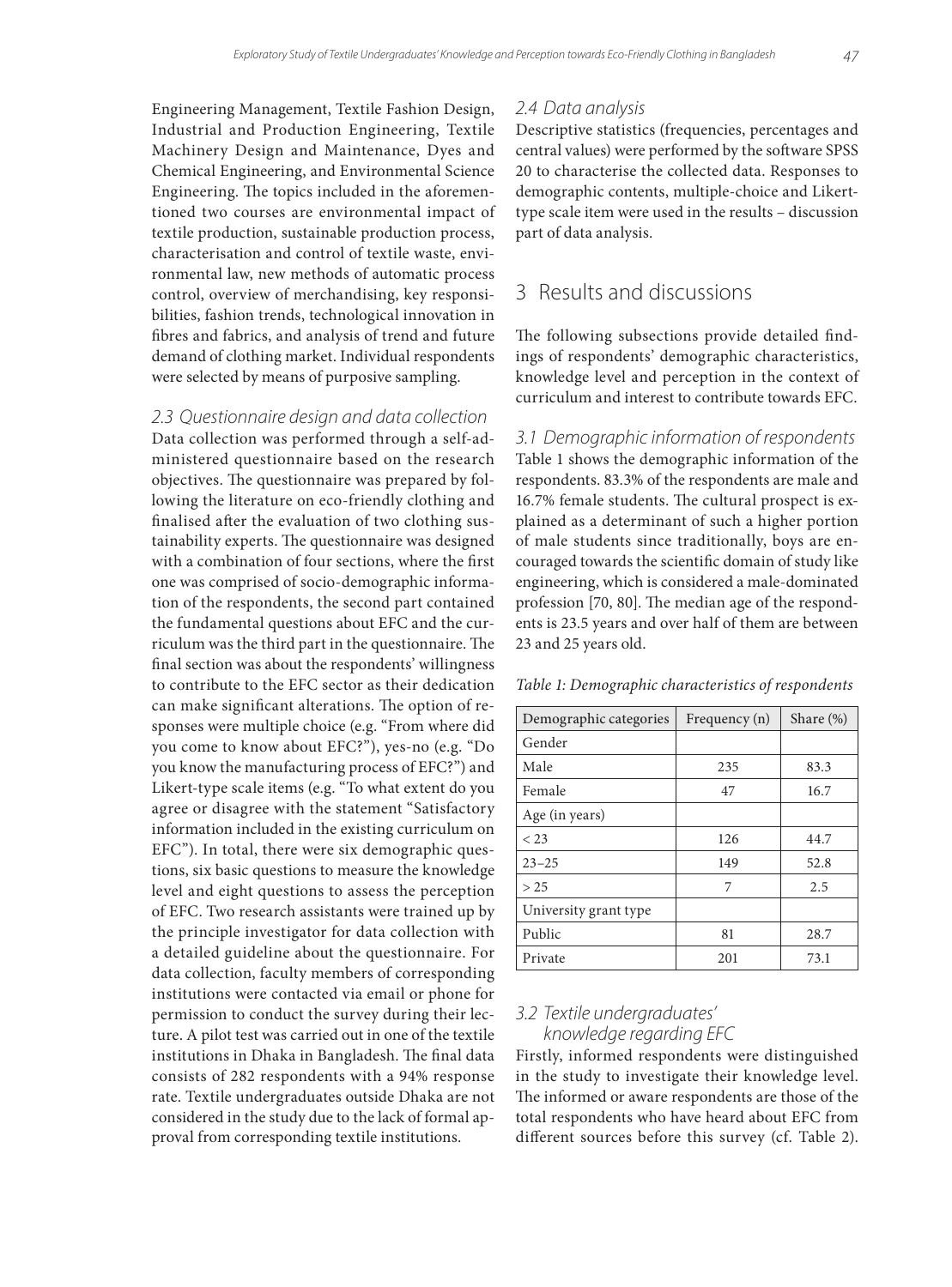Engineering Management, Textile Fashion Design, Industrial and Production Engineering, Textile Machinery Design and Maintenance, Dyes and Chemical Engineering, and Environmental Science Engineering. The topics included in the aforementioned two courses are environmental impact of textile production, sustainable production process, characterisation and control of textile waste, environmental law, new methods of automatic process control, overview of merchandising, key responsibilities, fashion trends, technological innovation in fibres and fabrics, and analysis of trend and future demand of clothing market. Individual respondents were selected by means of purposive sampling.

### 2.3 Questionnaire design and data collection

Data collection was performed through a self-administered questionnaire based on the research objectives. The questionnaire was prepared by following the literature on eco-friendly clothing and finalised after the evaluation of two clothing sustainability experts. The questionnaire was designed with a combination of four sections, where the first one was comprised of socio-demographic information of the respondents, the second part contained the fundamental questions about EFC and the curriculum was the third part in the questionnaire. The final section was about the respondents' willingness to contribute to the EFC sector as their dedication can make significant alterations. The option of responses were multiple choice (e.g. "From where did you come to know about EFC?"), yes-no (e.g. "Do you know the manufacturing process of EFC?") and Likert-type scale items (e.g. "To what extent do you agree or disagree with the statement "Satisfactory information included in the existing curriculum on EFC"). In total, there were six demographic questions, six basic questions to measure the knowledge level and eight questions to assess the perception of EFC. Two research assistants were trained up by the principle investigator for data collection with a detailed guideline about the questionnaire. For data collection, faculty members of corresponding institutions were contacted via email or phone for permission to conduct the survey during their lecture. A pilot test was carried out in one of the textile institutions in Dhaka in Bangladesh. The final data consists of 282 respondents with a 94% response rate. Textile undergraduates outside Dhaka are not considered in the study due to the lack of formal approval from corresponding textile institutions.

### 2.4 Data analysis

Descriptive statistics (frequencies, percentages and central values) were performed by the software SPSS 20 to characterise the collected data. Responses to demographic contents, multiple-choice and Likert-type scale item were used in the results – discussion part of data analysis.

## 3 Results and discussions

The following subsections provide detailed findings of respondents' demographic characteristics, knowledge level and perception in the context of curriculum and interest to contribute towards EFC.

### 3.1 Demographic information of respondents

Table 1 shows the demographic information of the respondents. 83.3% of the respondents are male and 16.7% female students. The cultural prospect is explained as a determinant of such a higher portion of male students since traditionally, boys are encouraged towards the scientific domain of study like engineering, which is considered a male-dominated profession [70, 80]. The median age of the respondents is 23.5 years and over half of them are between 23 and 25 years old.

*Table 1: Demographic characteristics of respondents*

| Demographic categories | Frequency (n) | Share (%) |
|---|---|---|
| Gender | | |
| Male | 235 | 83.3 |
| Female | 47 | 16.7 |
| Age (in years) | | |
| < 23 | 126 | 44.7 |
| 23–25 | 149 | 52.8 |
| > 25 | 7 | 2.5 |
| University grant type | | |
| Public | 81 | 28.7 |
| Private | 201 | 73.1 |

### 3.2 Textile undergraduates' knowledge regarding EFC

Firstly, informed respondents were distinguished in the study to investigate their knowledge level. The informed or aware respondents are those of the total respondents who have heard about EFC from different sources before this survey (cf. Table 2).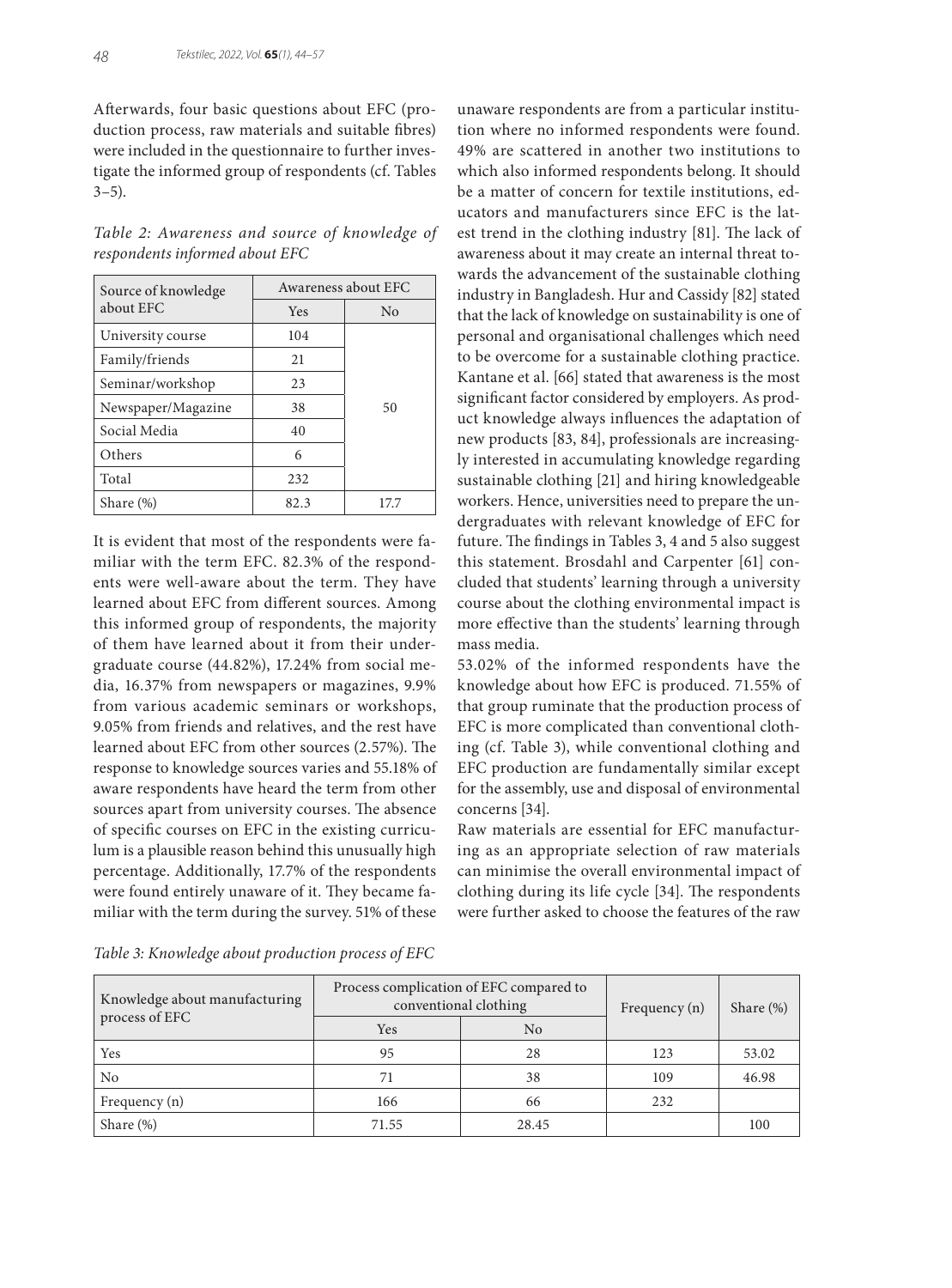Afterwards, four basic questions about EFC (production process, raw materials and suitable fibres) were included in the questionnaire to further investigate the informed group of respondents (cf. Tables 3–5).

*Table 2: Awareness and source of knowledge of respondents informed about EFC*

| Source of knowledge about EFC | Awareness about EFC | |
|---|---|---|
| | Yes | No |
| University course | 104 | 50 |
| Family/friends | 21 | |
| Seminar/workshop | 23 | |
| Newspaper/Magazine | 38 | |
| Social Media | 40 | |
| Others | 6 | |
| Total | 232 | |
| Share (%) | 82.3 | 17.7 |

It is evident that most of the respondents were familiar with the term EFC. 82.3% of the respondents were well-aware about the term. They have learned about EFC from different sources. Among this informed group of respondents, the majority of them have learned about it from their undergraduate course (44.82%), 17.24% from social media, 16.37% from newspapers or magazines, 9.9% from various academic seminars or workshops, 9.05% from friends and relatives, and the rest have learned about EFC from other sources (2.57%). The response to knowledge sources varies and 55.18% of aware respondents have heard the term from other sources apart from university courses. The absence of specific courses on EFC in the existing curriculum is a plausible reason behind this unusually high percentage. Additionally, 17.7% of the respondents were found entirely unaware of it. They became familiar with the term during the survey. 51% of these unaware respondents are from a particular institution where no informed respondents were found. 49% are scattered in another two institutions to which also informed respondents belong. It should be a matter of concern for textile institutions, educators and manufacturers since EFC is the latest trend in the clothing industry [81]. The lack of awareness about it may create an internal threat towards the advancement of the sustainable clothing industry in Bangladesh. Hur and Cassidy [82] stated that the lack of knowledge on sustainability is one of personal and organisational challenges which need to be overcome for a sustainable clothing practice. Kantane et al. [66] stated that awareness is the most significant factor considered by employers. As product knowledge always influences the adaptation of new products [83, 84], professionals are increasingly interested in accumulating knowledge regarding sustainable clothing [21] and hiring knowledgeable workers. Hence, universities need to prepare the undergraduates with relevant knowledge of EFC for future. The findings in Tables 3, 4 and 5 also suggest this statement. Brosdahl and Carpenter [61] concluded that students' learning through a university course about the clothing environmental impact is more effective than the students' learning through mass media.

53.02% of the informed respondents have the knowledge about how EFC is produced. 71.55% of that group ruminate that the production process of EFC is more complicated than conventional clothing (cf. Table 3), while conventional clothing and EFC production are fundamentally similar except for the assembly, use and disposal of environmental concerns [34].

Raw materials are essential for EFC manufacturing as an appropriate selection of raw materials can minimise the overall environmental impact of clothing during its life cycle [34]. The respondents were further asked to choose the features of the raw

*Table 3: Knowledge about production process of EFC*

| Knowledge about manufacturing process of EFC | Process complication of EFC compared to conventional clothing | | Frequency (n) | Share (%) |
|---|---|---|---|---|
| | Yes | No | | |
| Yes | 95 | 28 | 123 | 53.02 |
| No | 71 | 38 | 109 | 46.98 |
| Frequency (n) | 166 | 66 | 232 | |
| Share (%) | 71.55 | 28.45 | | 100 |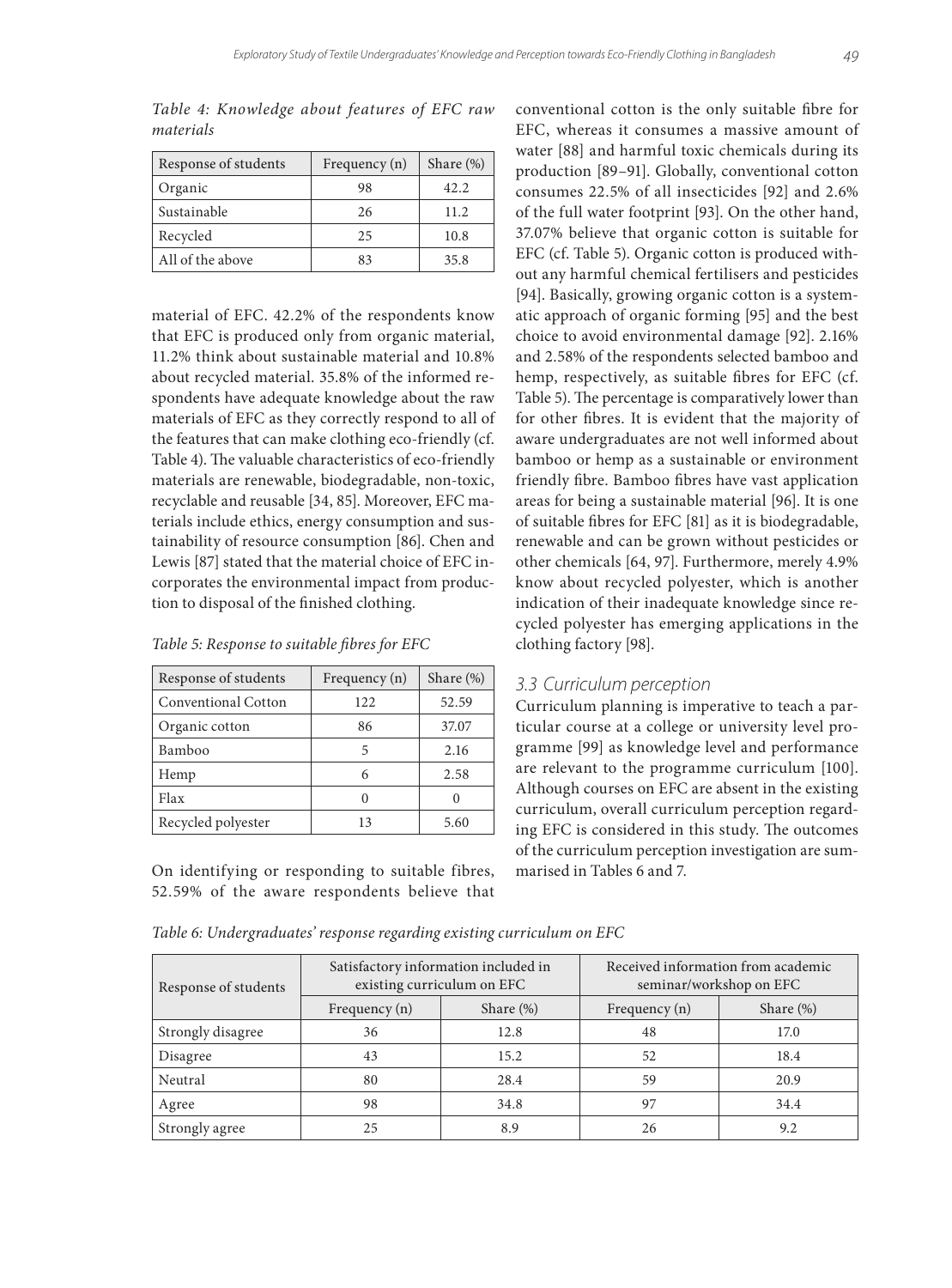*Table 4: Knowledge about features of EFC raw materials*

| Response of students | Frequency (n) | Share (%) |
|---|---|---|
| Organic | 98 | 42.2 |
| Sustainable | 26 | 11.2 |
| Recycled | 25 | 10.8 |
| All of the above | 83 | 35.8 |

material of EFC. 42.2% of the respondents know that EFC is produced only from organic material, 11.2% think about sustainable material and 10.8% about recycled material. 35.8% of the informed respondents have adequate knowledge about the raw materials of EFC as they correctly respond to all of the features that can make clothing eco-friendly (cf. Table 4). The valuable characteristics of eco-friendly materials are renewable, biodegradable, non-toxic, recyclable and reusable [34, 85]. Moreover, EFC materials include ethics, energy consumption and sustainability of resource consumption [86]. Chen and Lewis [87] stated that the material choice of EFC incorporates the environmental impact from production to disposal of the finished clothing.

*Table 5: Response to suitable fibres for EFC*

| Response of students | Frequency (n) | Share (%) |
|---|---|---|
| Conventional Cotton | 122 | 52.59 |
| Organic cotton | 86 | 37.07 |
| Bamboo | 5 | 2.16 |
| Hemp | 6 | 2.58 |
| Flax | 0 | 0 |
| Recycled polyester | 13 | 5.60 |

On identifying or responding to suitable fibres, 52.59% of the aware respondents believe that conventional cotton is the only suitable fibre for EFC, whereas it consumes a massive amount of water [88] and harmful toxic chemicals during its production [89–91]. Globally, conventional cotton consumes 22.5% of all insecticides [92] and 2.6% of the full water footprint [93]. On the other hand, 37.07% believe that organic cotton is suitable for EFC (cf. Table 5). Organic cotton is produced without any harmful chemical fertilisers and pesticides [94]. Basically, growing organic cotton is a systematic approach of organic forming [95] and the best choice to avoid environmental damage [92]. 2.16% and 2.58% of the respondents selected bamboo and hemp, respectively, as suitable fibres for EFC (cf. Table 5). The percentage is comparatively lower than for other fibres. It is evident that the majority of aware undergraduates are not well informed about bamboo or hemp as a sustainable or environment friendly fibre. Bamboo fibres have vast application areas for being a sustainable material [96]. It is one of suitable fibres for EFC [81] as it is biodegradable, renewable and can be grown without pesticides or other chemicals [64, 97]. Furthermore, merely 4.9% know about recycled polyester, which is another indication of their inadequate knowledge since recycled polyester has emerging applications in the clothing factory [98].

### 3.3 Curriculum perception

Curriculum planning is imperative to teach a particular course at a college or university level programme [99] as knowledge level and performance are relevant to the programme curriculum [100]. Although courses on EFC are absent in the existing curriculum, overall curriculum perception regarding EFC is considered in this study. The outcomes of the curriculum perception investigation are summarised in Tables 6 and 7.

*Table 6: Undergraduates' response regarding existing curriculum on EFC*

| Response of students | Satisfactory information included in existing curriculum on EFC | | Received information from academic seminar/workshop on EFC | |
|---|---|---|---|---|
| | Frequency (n) | Share (%) | Frequency (n) | Share (%) |
| Strongly disagree | 36 | 12.8 | 48 | 17.0 |
| Disagree | 43 | 15.2 | 52 | 18.4 |
| Neutral | 80 | 28.4 | 59 | 20.9 |
| Agree | 98 | 34.8 | 97 | 34.4 |
| Strongly agree | 25 | 8.9 | 26 | 9.2 |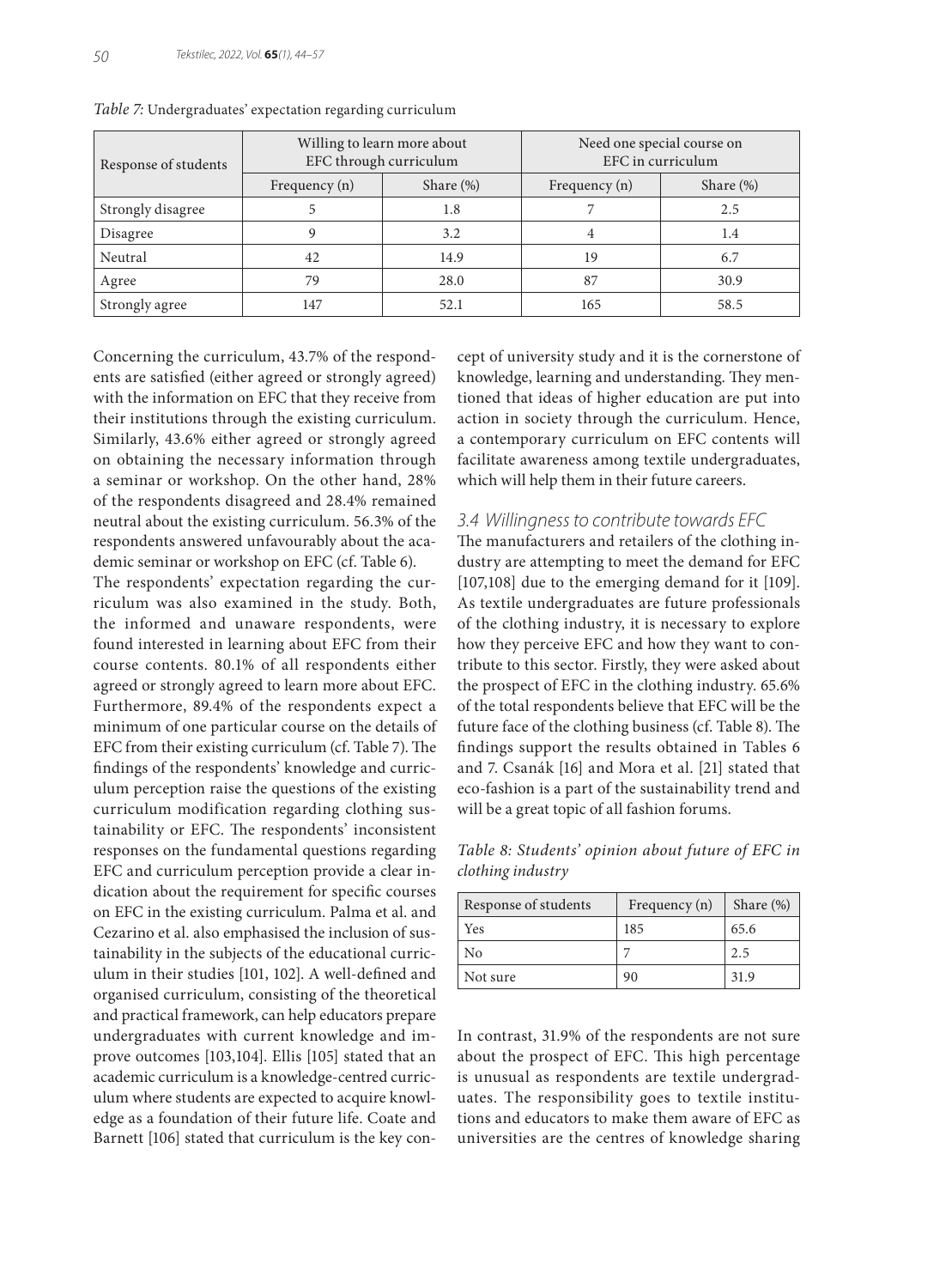*Table 7:* Undergraduates' expectation regarding curriculum

| Response of students | Willing to learn more about EFC through curriculum | | Need one special course on EFC in curriculum | |
|---|---|---|---|---|
| | Frequency (n) | Share (%) | Frequency (n) | Share (%) |
| Strongly disagree | 5 | 1.8 | 7 | 2.5 |
| Disagree | 9 | 3.2 | 4 | 1.4 |
| Neutral | 42 | 14.9 | 19 | 6.7 |
| Agree | 79 | 28.0 | 87 | 30.9 |
| Strongly agree | 147 | 52.1 | 165 | 58.5 |

Concerning the curriculum, 43.7% of the respondents are satisfied (either agreed or strongly agreed) with the information on EFC that they receive from their institutions through the existing curriculum. Similarly, 43.6% either agreed or strongly agreed on obtaining the necessary information through a seminar or workshop. On the other hand, 28% of the respondents disagreed and 28.4% remained neutral about the existing curriculum. 56.3% of the respondents answered unfavourably about the academic seminar or workshop on EFC (cf. Table 6).

The respondents' expectation regarding the curriculum was also examined in the study. Both, the informed and unaware respondents, were found interested in learning about EFC from their course contents. 80.1% of all respondents either agreed or strongly agreed to learn more about EFC. Furthermore, 89.4% of the respondents expect a minimum of one particular course on the details of EFC from their existing curriculum (cf. Table 7). The findings of the respondents' knowledge and curriculum perception raise the questions of the existing curriculum modification regarding clothing sustainability or EFC. The respondents' inconsistent responses on the fundamental questions regarding EFC and curriculum perception provide a clear indication about the requirement for specific courses on EFC in the existing curriculum. Palma et al. and Cezarino et al. also emphasised the inclusion of sustainability in the subjects of the educational curriculum in their studies [101, 102]. A well-defined and organised curriculum, consisting of the theoretical and practical framework, can help educators prepare undergraduates with current knowledge and improve outcomes [103,104]. Ellis [105] stated that an academic curriculum is a knowledge-centred curriculum where students are expected to acquire knowledge as a foundation of their future life. Coate and Barnett [106] stated that curriculum is the key concept of university study and it is the cornerstone of knowledge, learning and understanding. They mentioned that ideas of higher education are put into action in society through the curriculum. Hence, a contemporary curriculum on EFC contents will facilitate awareness among textile undergraduates, which will help them in their future careers.

### 3.4 Willingness to contribute towards EFC

The manufacturers and retailers of the clothing industry are attempting to meet the demand for EFC [107,108] due to the emerging demand for it [109]. As textile undergraduates are future professionals of the clothing industry, it is necessary to explore how they perceive EFC and how they want to contribute to this sector. Firstly, they were asked about the prospect of EFC in the clothing industry. 65.6% of the total respondents believe that EFC will be the future face of the clothing business (cf. Table 8). The findings support the results obtained in Tables 6 and 7. Csanák [16] and Mora et al. [21] stated that eco-fashion is a part of the sustainability trend and will be a great topic of all fashion forums.

*Table 8: Students' opinion about future of EFC in clothing industry*

| Response of students | Frequency (n) | Share (%) |
|---|---|---|
| Yes | 185 | 65.6 |
| No | 7 | 2.5 |
| Not sure | 90 | 31.9 |

In contrast, 31.9% of the respondents are not sure about the prospect of EFC. This high percentage is unusual as respondents are textile undergraduates. The responsibility goes to textile institutions and educators to make them aware of EFC as universities are the centres of knowledge sharing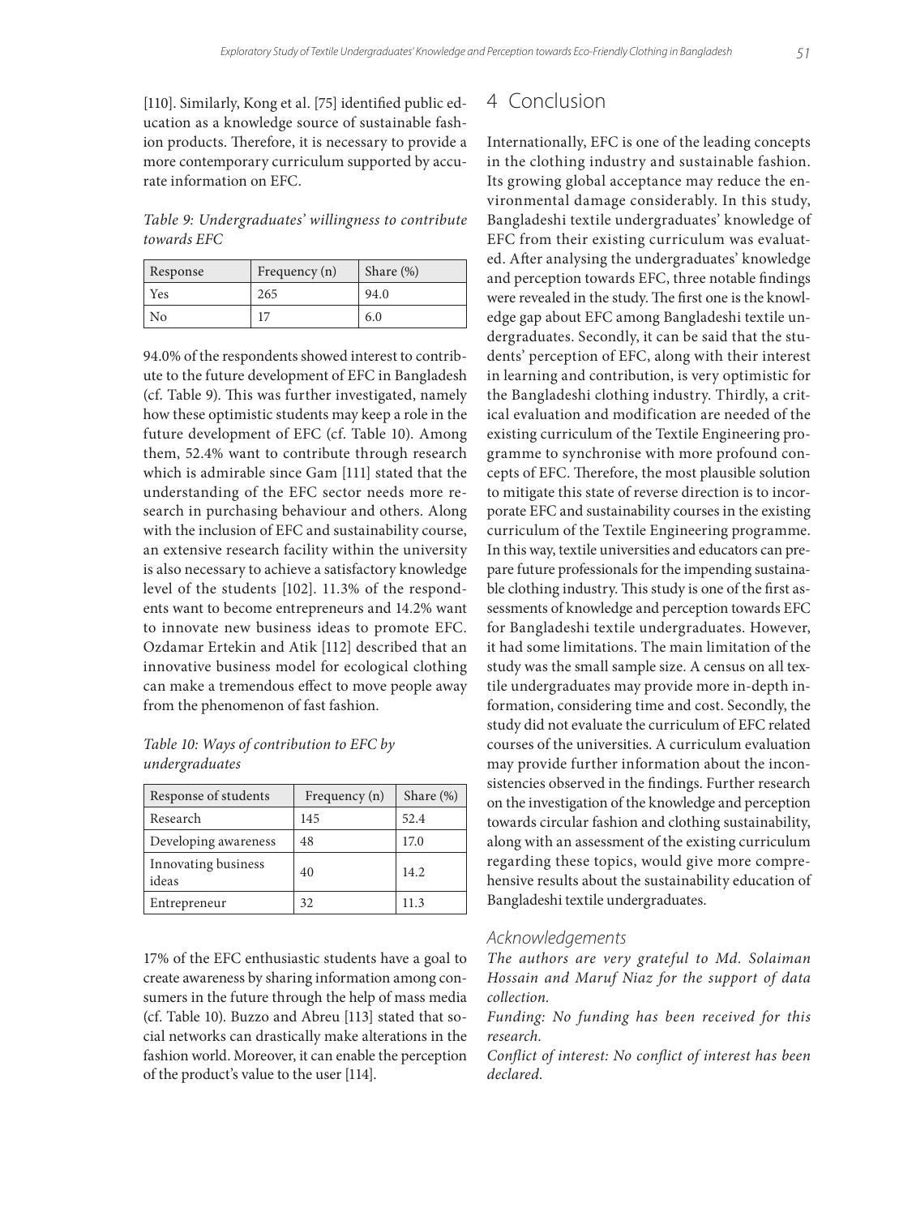[110]. Similarly, Kong et al. [75] identified public education as a knowledge source of sustainable fashion products. Therefore, it is necessary to provide a more contemporary curriculum supported by accurate information on EFC.

*Table 9: Undergraduates' willingness to contribute towards EFC*

| Response | Frequency (n) | Share (%) |
| --- | --- | --- |
| Yes | 265 | 94.0 |
| No | 17 | 6.0 |

94.0% of the respondents showed interest to contribute to the future development of EFC in Bangladesh (cf. Table 9). This was further investigated, namely how these optimistic students may keep a role in the future development of EFC (cf. Table 10). Among them, 52.4% want to contribute through research which is admirable since Gam [111] stated that the understanding of the EFC sector needs more research in purchasing behaviour and others. Along with the inclusion of EFC and sustainability course, an extensive research facility within the university is also necessary to achieve a satisfactory knowledge level of the students [102]. 11.3% of the respondents want to become entrepreneurs and 14.2% want to innovate new business ideas to promote EFC. Ozdamar Ertekin and Atik [112] described that an innovative business model for ecological clothing can make a tremendous effect to move people away from the phenomenon of fast fashion.

*Table 10: Ways of contribution to EFC by undergraduates*

| Response of students | Frequency (n) | Share (%) |
| --- | --- | --- |
| Research | 145 | 52.4 |
| Developing awareness | 48 | 17.0 |
| Innovating business ideas | 40 | 14.2 |
| Entrepreneur | 32 | 11.3 |

17% of the EFC enthusiastic students have a goal to create awareness by sharing information among consumers in the future through the help of mass media (cf. Table 10). Buzzo and Abreu [113] stated that social networks can drastically make alterations in the fashion world. Moreover, it can enable the perception of the product's value to the user [114].

# 4 Conclusion

Internationally, EFC is one of the leading concepts in the clothing industry and sustainable fashion. Its growing global acceptance may reduce the environmental damage considerably. In this study, Bangladeshi textile undergraduates' knowledge of EFC from their existing curriculum was evaluated. After analysing the undergraduates' knowledge and perception towards EFC, three notable findings were revealed in the study. The first one is the knowledge gap about EFC among Bangladeshi textile undergraduates. Secondly, it can be said that the students' perception of EFC, along with their interest in learning and contribution, is very optimistic for the Bangladeshi clothing industry. Thirdly, a critical evaluation and modification are needed of the existing curriculum of the Textile Engineering programme to synchronise with more profound concepts of EFC. Therefore, the most plausible solution to mitigate this state of reverse direction is to incorporate EFC and sustainability courses in the existing curriculum of the Textile Engineering programme. In this way, textile universities and educators can prepare future professionals for the impending sustainable clothing industry. This study is one of the first assessments of knowledge and perception towards EFC for Bangladeshi textile undergraduates. However, it had some limitations. The main limitation of the study was the small sample size. A census on all textile undergraduates may provide more in-depth information, considering time and cost. Secondly, the study did not evaluate the curriculum of EFC related courses of the universities. A curriculum evaluation may provide further information about the inconsistencies observed in the findings. Further research on the investigation of the knowledge and perception towards circular fashion and clothing sustainability, along with an assessment of the existing curriculum regarding these topics, would give more comprehensive results about the sustainability education of Bangladeshi textile undergraduates.

## Acknowledgements

*The authors are very grateful to Md. Solaiman Hossain and Maruf Niaz for the support of data collection.*

*Funding: No funding has been received for this research.*

*Conflict of interest: No conflict of interest has been declared.*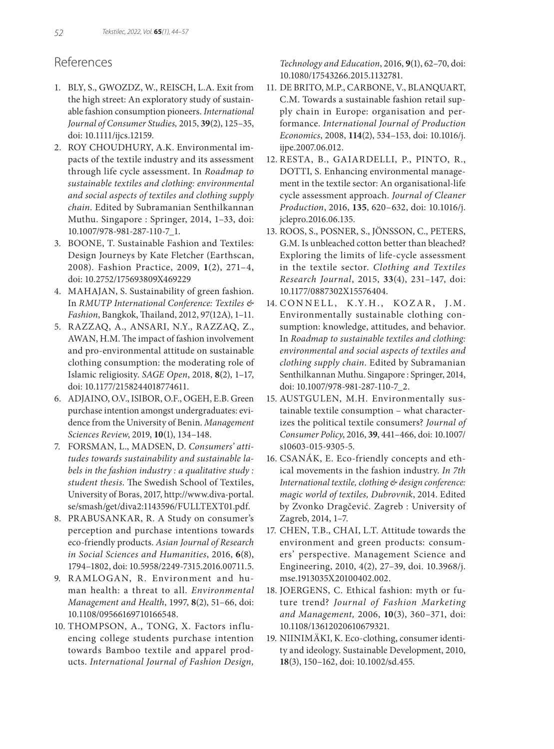## References

1. BLY, S., GWOZDZ, W., REISCH, L.A. Exit from the high street: An exploratory study of sustainable fashion consumption pioneers. *International Journal of Consumer Studies,* 2015, **39**(2), 125–35, doi: 10.1111/ijcs.12159.
2. ROY CHOUDHURY, A.K. Environmental impacts of the textile industry and its assessment through life cycle assessment. In *Roadmap to sustainable textiles and clothing: environmental and social aspects of textiles and clothing supply chain*. Edited by Subramanian Senthilkannan Muthu. Singapore : Springer, 2014, 1–33, doi: 10.1007/978-981-287-110-7_1.
3. BOONE, T. Sustainable Fashion and Textiles: Design Journeys by Kate Fletcher (Earthscan, 2008). Fashion Practice, 2009, **1**(2), 271–4, doi: 10.2752/175693809X469229
4. MAHAJAN, S. Sustainability of green fashion. In *RMUTP International Conference: Textiles & Fashion*, Bangkok, Thailand, 2012, 97(12A), 1–11.
5. RAZZAQ, A., ANSARI, N.Y., RAZZAQ, Z., AWAN, H.M. The impact of fashion involvement and pro-environmental attitude on sustainable clothing consumption: the moderating role of Islamic religiosity. *SAGE Open*, 2018, **8**(2), 1–17, doi: 10.1177/2158244018774611.
6. ADJAINO, O.V., ISIBOR, O.F., OGEH, E.B. Green purchase intention amongst undergraduates: evidence from the University of Benin. *Management Sciences Review*, 2019, **10**(1), 134–148.
7. FORSMAN, L., MADSEN, D. *Consumers' attitudes towards sustainability and sustainable labels in the fashion industry : a qualitative study : student thesis*. The Swedish School of Textiles, University of Boras, 2017, http://www.diva-portal.se/smash/get/diva2:1143596/FULLTEXT01.pdf.
8. PRABUSANKAR, R. A Study on consumer's perception and purchase intentions towards eco-friendly products. *Asian Journal of Research in Social Sciences and Humanities*, 2016, **6**(8), 1794–1802, doi: 10.5958/2249-7315.2016.00711.5.
9. RAMLOGAN, R. Environment and human health: a threat to all. *Environmental Management and Health*, 1997, **8**(2), 51–66, doi: 10.1108/09566169710166548.
10. THOMPSON, A., TONG, X. Factors influencing college students purchase intention towards Bamboo textile and apparel products. *International Journal of Fashion Design, Technology and Education*, 2016, **9**(1), 62–70, doi: 10.1080/17543266.2015.1132781.
11. DE BRITO, M.P., CARBONE, V., BLANQUART, C.M. Towards a sustainable fashion retail supply chain in Europe: organisation and performance. *International Journal of Production Economics*, 2008, **114**(2), 534–153, doi: 10.1016/j.ijpe.2007.06.012.
12. RESTA, B., GAIARDELLI, P., PINTO, R., DOTTI, S. Enhancing environmental management in the textile sector: An organisational-life cycle assessment approach. *Journal of Cleaner Production*, 2016, **135**, 620–632, doi: 10.1016/j.jclepro.2016.06.135.
13. ROOS, S., POSNER, S., JÖNSSON, C., PETERS, G.M. Is unbleached cotton better than bleached? Exploring the limits of life-cycle assessment in the textile sector. *Clothing and Textiles Research Journal*, 2015, **33**(4), 231–147, doi: 10.1177/0887302X15576404.
14. CONNELL, K.Y.H., KOZAR, J.M. Environmentally sustainable clothing consumption: knowledge, attitudes, and behavior. In *Roadmap to sustainable textiles and clothing: environmental and social aspects of textiles and clothing supply chain*. Edited by Subramanian Senthilkannan Muthu. Singapore : Springer, 2014, doi: 10.1007/978-981-287-110-7_2.
15. AUSTGULEN, M.H. Environmentally sustainable textile consumption – what characterizes the political textile consumers? *Journal of Consumer Policy*, 2016, **39**, 441–466, doi: 10.1007/s10603-015-9305-5.
16. CSANÁK, E. Eco-friendly concepts and ethical movements in the fashion industry. *In 7th International textile, clothing & design conference: magic world of textiles, Dubrovnik*, 2014. Edited by Zvonko Dragčević. Zagreb : University of Zagreb, 2014, 1–7.
17. CHEN, T.B., CHAI, L.T. Attitude towards the environment and green products: consumers' perspective. Management Science and Engineering, 2010, 4(2), 27–39, doi. 10.3968/j.mse.1913035X20100402.002.
18. JOERGENS, C. Ethical fashion: myth or future trend? *Journal of Fashion Marketing and Management,* 2006, **10**(3), 360–371, doi: 10.1108/13612020610679321.
19. NIINIMÄKI, K. Eco-clothing, consumer identity and ideology. Sustainable Development, 2010, **18**(3), 150–162, doi: 10.1002/sd.455.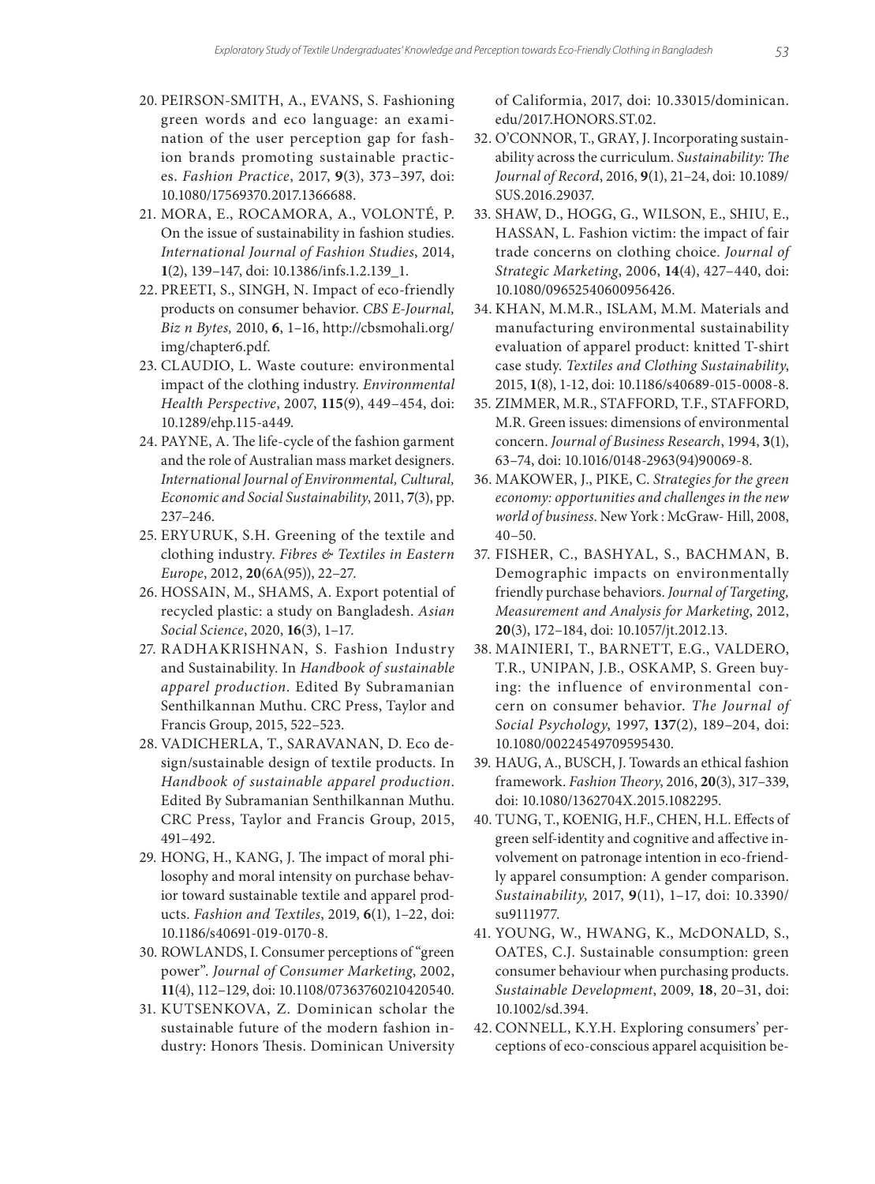20. PEIRSON-SMITH, A., EVANS, S. Fashioning green words and eco language: an examination of the user perception gap for fashion brands promoting sustainable practices. *Fashion Practice*, 2017, **9**(3), 373–397, doi: 10.1080/17569370.2017.1366688.
21. MORA, E., ROCAMORA, A., VOLONTÉ, P. On the issue of sustainability in fashion studies. *International Journal of Fashion Studies*, 2014, **1**(2), 139–147, doi: 10.1386/infs.1.2.139_1.
22. PREETI, S., SINGH, N. Impact of eco-friendly products on consumer behavior. *CBS E-Journal, Biz n Bytes,* 2010, **6**, 1–16, http://cbsmohali.org/img/chapter6.pdf.
23. CLAUDIO, L. Waste couture: environmental impact of the clothing industry. *Environmental Health Perspective*, 2007, **115**(9), 449–454, doi: 10.1289/ehp.115-a449.
24. PAYNE, A. The life-cycle of the fashion garment and the role of Australian mass market designers. *International Journal of Environmental, Cultural, Economic and Social Sustainability*, 2011, **7**(3), pp. 237–246.
25. ERYURUK, S.H. Greening of the textile and clothing industry. *Fibres & Textiles in Eastern Europe*, 2012, **20**(6A(95)), 22–27.
26. HOSSAIN, M., SHAMS, A. Export potential of recycled plastic: a study on Bangladesh. *Asian Social Science*, 2020, **16**(3), 1–17.
27. RADHAKRISHNAN, S. Fashion Industry and Sustainability. In *Handbook of sustainable apparel production*. Edited By Subramanian Senthilkannan Muthu. CRC Press, Taylor and Francis Group, 2015, 522–523.
28. VADICHERLA, T., SARAVANAN, D. Eco design/sustainable design of textile products. In *Handbook of sustainable apparel production*. Edited By Subramanian Senthilkannan Muthu. CRC Press, Taylor and Francis Group, 2015, 491–492.
29. HONG, H., KANG, J. The impact of moral philosophy and moral intensity on purchase behavior toward sustainable textile and apparel products. *Fashion and Textiles*, 2019, **6**(1), 1–22, doi: 10.1186/s40691-019-0170-8.
30. ROWLANDS, I. Consumer perceptions of "green power". *Journal of Consumer Marketing*, 2002, **11**(4), 112–129, doi: 10.1108/07363760210420540.
31. KUTSENKOVA, Z. Dominican scholar the sustainable future of the modern fashion industry: Honors Thesis. Dominican University of Califormia, 2017, doi: 10.33015/dominican.edu/2017.HONORS.ST.02.
32. O'CONNOR, T., GRAY, J. Incorporating sustainability across the curriculum. *Sustainability: The Journal of Record*, 2016, **9**(1), 21–24, doi: 10.1089/SUS.2016.29037.
33. SHAW, D., HOGG, G., WILSON, E., SHIU, E., HASSAN, L. Fashion victim: the impact of fair trade concerns on clothing choice. *Journal of Strategic Marketing*, 2006, **14**(4), 427–440, doi: 10.1080/09652540600956426.
34. KHAN, M.M.R., ISLAM, M.M. Materials and manufacturing environmental sustainability evaluation of apparel product: knitted T-shirt case study. *Textiles and Clothing Sustainability*, 2015, **1**(8), 1-12, doi: 10.1186/s40689-015-0008-8.
35. ZIMMER, M.R., STAFFORD, T.F., STAFFORD, M.R. Green issues: dimensions of environmental concern. *Journal of Business Research*, 1994, **3**(1), 63–74, doi: 10.1016/0148-2963(94)90069-8.
36. MAKOWER, J., PIKE, C. *Strategies for the green economy: opportunities and challenges in the new world of business*. New York : McGraw- Hill, 2008, 40–50.
37. FISHER, C., BASHYAL, S., BACHMAN, B. Demographic impacts on environmentally friendly purchase behaviors. *Journal of Targeting, Measurement and Analysis for Marketing*, 2012, **20**(3), 172–184, doi: 10.1057/jt.2012.13.
38. MAINIERI, T., BARNETT, E.G., VALDERO, T.R., UNIPAN, J.B., OSKAMP, S. Green buying: the influence of environmental concern on consumer behavior. *The Journal of Social Psychology*, 1997, **137**(2), 189–204, doi: 10.1080/00224549709595430.
39. HAUG, A., BUSCH, J. Towards an ethical fashion framework. *Fashion Theory*, 2016, **20**(3), 317–339, doi: 10.1080/1362704X.2015.1082295.
40. TUNG, T., KOENIG, H.F., CHEN, H.L. Effects of green self-identity and cognitive and affective involvement on patronage intention in eco-friendly apparel consumption: A gender comparison. *Sustainability*, 2017, **9**(11), 1–17, doi: 10.3390/su9111977.
41. YOUNG, W., HWANG, K., McDONALD, S., OATES, C.J. Sustainable consumption: green consumer behaviour when purchasing products. *Sustainable Development*, 2009, **18**, 20–31, doi: 10.1002/sd.394.
42. CONNELL, K.Y.H. Exploring consumers' perceptions of eco-conscious apparel acquisition be-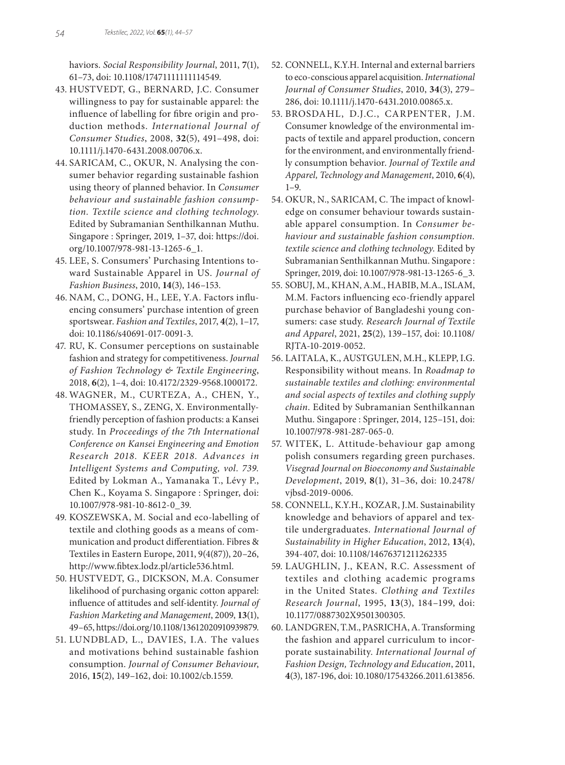haviors. *Social Responsibility Journal*, 2011, **7**(1), 61–73, doi: 10.1108/17471111111114549.

43. HUSTVEDT, G., BERNARD, J.C. Consumer willingness to pay for sustainable apparel: the influence of labelling for fibre origin and production methods. *International Journal of Consumer Studies*, 2008, **32**(5), 491–498, doi: 10.1111/j.1470-6431.2008.00706.x.
44. SARICAM, C., OKUR, N. Analysing the consumer behavior regarding sustainable fashion using theory of planned behavior. In *Consumer behaviour and sustainable fashion consumption. Textile science and clothing technology*. Edited by Subramanian Senthilkannan Muthu. Singapore : Springer, 2019, 1–37, doi: https://doi.org/10.1007/978-981-13-1265-6_1.
45. LEE, S. Consumers' Purchasing Intentions toward Sustainable Apparel in US. *Journal of Fashion Business*, 2010, **14**(3), 146–153.
46. NAM, C., DONG, H., LEE, Y.A. Factors influencing consumers' purchase intention of green sportswear. *Fashion and Textiles*, 2017, **4**(2), 1–17, doi: 10.1186/s40691-017-0091-3.
47. RU, K. Consumer perceptions on sustainable fashion and strategy for competitiveness. *Journal of Fashion Technology & Textile Engineering*, 2018, **6**(2), 1–4, doi: 10.4172/2329-9568.1000172.
48. WAGNER, M., CURTEZA, A., CHEN, Y., THOMASSEY, S., ZENG, X. Environmentally-friendly perception of fashion products: a Kansei study. In *Proceedings of the 7th International Conference on Kansei Engineering and Emotion Research 2018. KEER 2018. Advances in Intelligent Systems and Computing, vol. 739*. Edited by Lokman A., Yamanaka T., Lévy P., Chen K., Koyama S. Singapore : Springer, doi: 10.1007/978-981-10-8612-0_39.
49. KOSZEWSKA, M. Social and eco-labelling of textile and clothing goods as a means of communication and product differentiation. Fibres & Textiles in Eastern Europe, 2011, 9(4(87)), 20–26, http://www.fibtex.lodz.pl/article536.html.
50. HUSTVEDT, G., DICKSON, M.A. Consumer likelihood of purchasing organic cotton apparel: influence of attitudes and self-identity. *Journal of Fashion Marketing and Management*, 2009, **13**(1), 49–65, https://doi.org/10.1108/13612020910939879.
51. LUNDBLAD, L., DAVIES, I.A. The values and motivations behind sustainable fashion consumption. *Journal of Consumer Behaviour*, 2016, **15**(2), 149–162, doi: 10.1002/cb.1559.
52. CONNELL, K.Y.H. Internal and external barriers to eco-conscious apparel acquisition. *International Journal of Consumer Studies*, 2010, **34**(3), 279–286, doi: 10.1111/j.1470-6431.2010.00865.x.
53. BROSDAHL, D.J.C., CARPENTER, J.M. Consumer knowledge of the environmental impacts of textile and apparel production, concern for the environment, and environmentally friendly consumption behavior. *Journal of Textile and Apparel, Technology and Management*, 2010, **6**(4), 1–9.
54. OKUR, N., SARICAM, C. The impact of knowledge on consumer behaviour towards sustainable apparel consumption. In *Consumer behaviour and sustainable fashion consumption. textile science and clothing technology*. Edited by Subramanian Senthilkannan Muthu. Singapore : Springer, 2019, doi: 10.1007/978-981-13-1265-6_3.
55. SOBUJ, M., KHAN, A.M., HABIB, M.A., ISLAM, M.M. Factors influencing eco-friendly apparel purchase behavior of Bangladeshi young consumers: case study. *Research Journal of Textile and Apparel*, 2021, **25**(2), 139–157, doi: 10.1108/RJTA-10-2019-0052.
56. LAITALA, K., AUSTGULEN, M.H., KLEPP, I.G. Responsibility without means. In *Roadmap to sustainable textiles and clothing: environmental and social aspects of textiles and clothing supply chain*. Edited by Subramanian Senthilkannan Muthu. Singapore : Springer, 2014, 125–151, doi: 10.1007/978-981-287-065-0.
57. WITEK, L. Attitude-behaviour gap among polish consumers regarding green purchases. *Visegrad Journal on Bioeconomy and Sustainable Development*, 2019, **8**(1), 31–36, doi: 10.2478/vjbsd-2019-0006.
58. CONNELL, K.Y.H., KOZAR, J.M. Sustainability knowledge and behaviors of apparel and textile undergraduates. *International Journal of Sustainability in Higher Education*, 2012, **13**(4), 394-407, doi: 10.1108/14676371211262335
59. LAUGHLIN, J., KEAN, R.C. Assessment of textiles and clothing academic programs in the United States. *Clothing and Textiles Research Journal*, 1995, **13**(3), 184–199, doi: 10.1177/0887302X9501300305.
60. LANDGREN, T.M., PASRICHA, A. Transforming the fashion and apparel curriculum to incorporate sustainability. *International Journal of Fashion Design, Technology and Education*, 2011, **4**(3), 187-196, doi: 10.1080/17543266.2011.613856.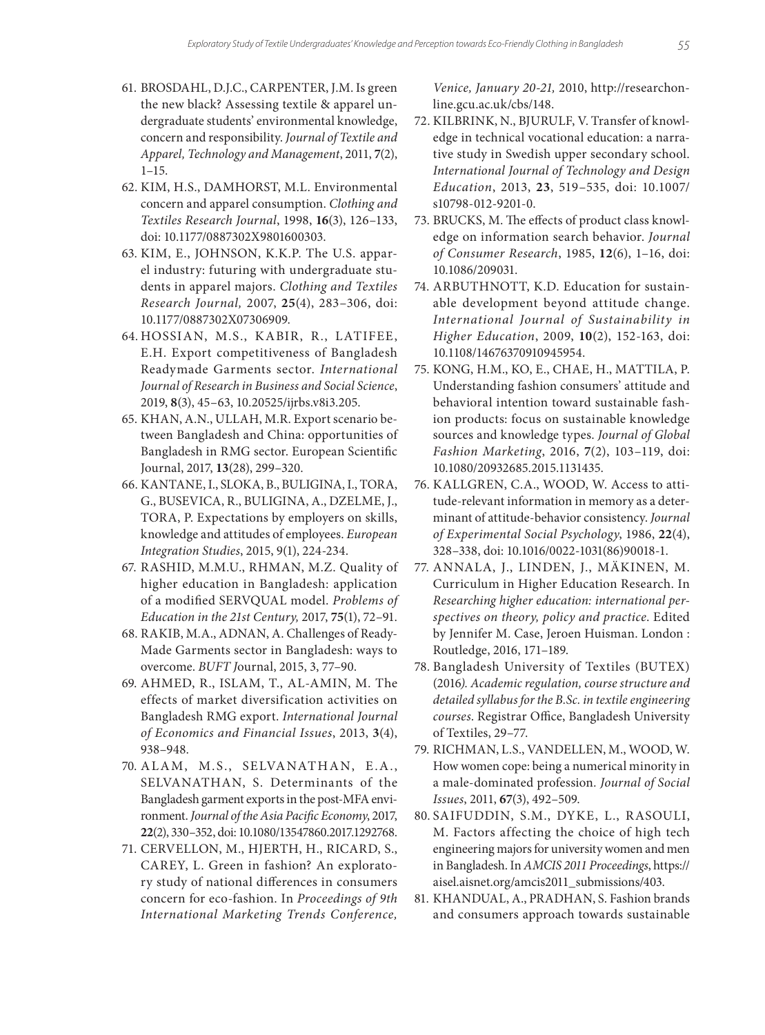61. BROSDAHL, D.J.C., CARPENTER, J.M. Is green the new black? Assessing textile & apparel undergraduate students' environmental knowledge, concern and responsibility. *Journal of Textile and Apparel, Technology and Management*, 2011, **7**(2), 1–15.
62. KIM, H.S., DAMHORST, M.L. Environmental concern and apparel consumption. *Clothing and Textiles Research Journal*, 1998, **16**(3), 126–133, doi: 10.1177/0887302X9801600303.
63. KIM, E., JOHNSON, K.K.P. The U.S. apparel industry: futuring with undergraduate students in apparel majors. *Clothing and Textiles Research Journal,* 2007, **25**(4), 283–306, doi: 10.1177/0887302X07306909.
64. HOSSIAN, M.S., KABIR, R., LATIFEE, E.H. Export competitiveness of Bangladesh Readymade Garments sector. *International Journal of Research in Business and Social Science*, 2019, **8**(3), 45–63, 10.20525/ijrbs.v8i3.205.
65. KHAN, A.N., ULLAH, M.R. Export scenario between Bangladesh and China: opportunities of Bangladesh in RMG sector. European Scientific Journal, 2017, **13**(28), 299–320.
66. KANTANE, I., SLOKA, B., BULIGINA, I., TORA, G., BUSEVICA, R., BULIGINA, A., DZELME, J., TORA, P. Expectations by employers on skills, knowledge and attitudes of employees. *European Integration Studies*, 2015, 9(1), 224-234.
67. RASHID, M.M.U., RHMAN, M.Z. Quality of higher education in Bangladesh: application of a modified SERVQUAL model. *Problems of Education in the 21st Century,* 2017, **75**(1), 72–91.
68. RAKIB, M.A., ADNAN, A. Challenges of Ready-Made Garments sector in Bangladesh: ways to overcome. *BUFT J*ournal, 2015, 3, 77–90.
69. AHMED, R., ISLAM, T., AL-AMIN, M. The effects of market diversification activities on Bangladesh RMG export. *International Journal of Economics and Financial Issues*, 2013, **3**(4), 938–948.
70. ALAM, M.S., SELVANATHAN, E.A., SELVANATHAN, S. Determinants of the Bangladesh garment exports in the post-MFA environment. *Journal of the Asia Pacific Economy*, 2017, **22**(2), 330–352, doi: 10.1080/13547860.2017.1292768.
71. CERVELLON, M., HJERTH, H., RICARD, S., CAREY, L. Green in fashion? An exploratory study of national differences in consumers concern for eco-fashion. In *Proceedings of 9th International Marketing Trends Conference, Venice, January 20-21,* 2010, http://researchonline.gcu.ac.uk/cbs/148.
72. KILBRINK, N., BJURULF, V. Transfer of knowledge in technical vocational education: a narrative study in Swedish upper secondary school. *International Journal of Technology and Design Education*, 2013, **23**, 519–535, doi: 10.1007/s10798-012-9201-0.
73. BRUCKS, M. The effects of product class knowledge on information search behavior. *Journal of Consumer Research*, 1985, **12**(6), 1–16, doi: 10.1086/209031.
74. ARBUTHNOTT, K.D. Education for sustainable development beyond attitude change. *International Journal of Sustainability in Higher Education*, 2009, **10**(2), 152-163, doi: 10.1108/14676370910945954.
75. KONG, H.M., KO, E., CHAE, H., MATTILA, P. Understanding fashion consumers' attitude and behavioral intention toward sustainable fashion products: focus on sustainable knowledge sources and knowledge types. *Journal of Global Fashion Marketing*, 2016, **7**(2), 103–119, doi: 10.1080/20932685.2015.1131435.
76. KALLGREN, C.A., WOOD, W. Access to attitude-relevant information in memory as a determinant of attitude-behavior consistency. *Journal of Experimental Social Psychology*, 1986, **22**(4), 328–338, doi: 10.1016/0022-1031(86)90018-1.
77. ANNALA, J., LINDEN, J., MÄKINEN, M. Curriculum in Higher Education Research. In *Researching higher education: international perspectives on theory, policy and practice*. Edited by Jennifer M. Case, Jeroen Huisman. London : Routledge, 2016, 171–189.
78. Bangladesh University of Textiles (BUTEX) (2016*). Academic regulation, course structure and detailed syllabus for the B.Sc. in textile engineering courses*. Registrar Office, Bangladesh University of Textiles, 29–77.
79. RICHMAN, L.S., VANDELLEN, M., WOOD, W. How women cope: being a numerical minority in a male-dominated profession. *Journal of Social Issues*, 2011, **67**(3), 492–509.
80. SAIFUDDIN, S.M., DYKE, L., RASOULI, M. Factors affecting the choice of high tech engineering majors for university women and men in Bangladesh. In *AMCIS 2011 Proceedings*, https://aisel.aisnet.org/amcis2011_submissions/403.
81. KHANDUAL, A., PRADHAN, S. Fashion brands and consumers approach towards sustainable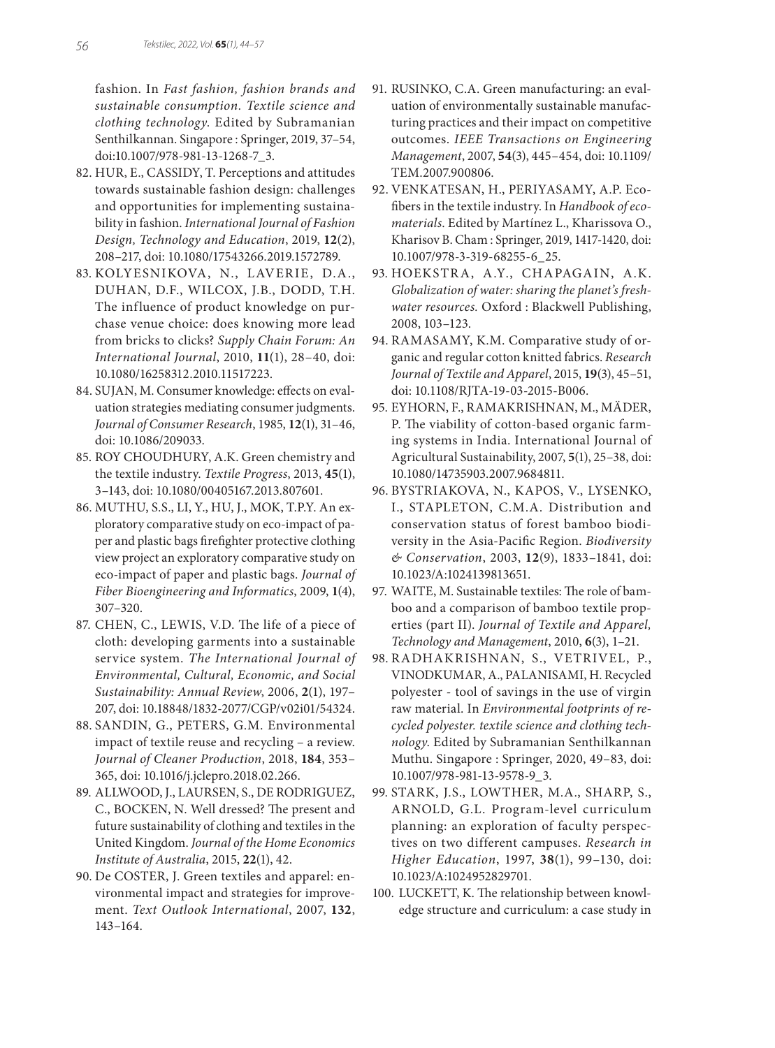fashion. In *Fast fashion, fashion brands and sustainable consumption. Textile science and clothing technology*. Edited by Subramanian Senthilkannan. Singapore : Springer, 2019, 37–54, doi:10.1007/978-981-13-1268-7_3.

82. HUR, E., CASSIDY, T. Perceptions and attitudes towards sustainable fashion design: challenges and opportunities for implementing sustainability in fashion. *International Journal of Fashion Design, Technology and Education*, 2019, **12**(2), 208–217, doi: 10.1080/17543266.2019.1572789.
83. KOLYESNIKOVA, N., LAVERIE, D.A., DUHAN, D.F., WILCOX, J.B., DODD, T.H. The influence of product knowledge on purchase venue choice: does knowing more lead from bricks to clicks? *Supply Chain Forum: An International Journal*, 2010, **11**(1), 28–40, doi: 10.1080/16258312.2010.11517223.
84. SUJAN, M. Consumer knowledge: effects on evaluation strategies mediating consumer judgments. *Journal of Consumer Research*, 1985, **12**(1), 31–46, doi: 10.1086/209033.
85. ROY CHOUDHURY, A.K. Green chemistry and the textile industry. *Textile Progress*, 2013, **45**(1), 3–143, doi: 10.1080/00405167.2013.807601.
86. MUTHU, S.S., LI, Y., HU, J., MOK, T.P.Y. An exploratory comparative study on eco-impact of paper and plastic bags firefighter protective clothing view project an exploratory comparative study on eco-impact of paper and plastic bags. *Journal of Fiber Bioengineering and Informatics*, 2009, **1**(4), 307–320.
87. CHEN, C., LEWIS, V.D. The life of a piece of cloth: developing garments into a sustainable service system. *The International Journal of Environmental, Cultural, Economic, and Social Sustainability: Annual Review*, 2006, **2**(1), 197–207, doi: 10.18848/1832-2077/CGP/v02i01/54324.
88. SANDIN, G., PETERS, G.M. Environmental impact of textile reuse and recycling – a review. *Journal of Cleaner Production*, 2018, **184**, 353–365, doi: 10.1016/j.jclepro.2018.02.266.
89. ALLWOOD, J., LAURSEN, S., DE RODRIGUEZ, C., BOCKEN, N. Well dressed? The present and future sustainability of clothing and textiles in the United Kingdom. *Journal of the Home Economics Institute of Australia*, 2015, **22**(1), 42.
90. De COSTER, J. Green textiles and apparel: environmental impact and strategies for improvement. *Text Outlook International*, 2007, **132**, 143–164.
91. RUSINKO, C.A. Green manufacturing: an evaluation of environmentally sustainable manufacturing practices and their impact on competitive outcomes. *IEEE Transactions on Engineering Management*, 2007, **54**(3), 445–454, doi: 10.1109/TEM.2007.900806.
92. VENKATESAN, H., PERIYASAMY, A.P. Eco-fibers in the textile industry. In *Handbook of ecomaterials*. Edited by Martínez L., Kharissova O., Kharisov B. Cham : Springer, 2019, 1417-1420, doi: 10.1007/978-3-319-68255-6_25.
93. HOEKSTRA, A.Y., CHAPAGAIN, A.K. *Globalization of water: sharing the planet's freshwater resources.* Oxford : Blackwell Publishing, 2008, 103–123.
94. RAMASAMY, K.M. Comparative study of organic and regular cotton knitted fabrics. *Research Journal of Textile and Apparel*, 2015, **19**(3), 45–51, doi: 10.1108/RJTA-19-03-2015-B006.
95. EYHORN, F., RAMAKRISHNAN, M., MÄDER, P. The viability of cotton-based organic farming systems in India. International Journal of Agricultural Sustainability, 2007, **5**(1), 25–38, doi: 10.1080/14735903.2007.9684811.
96. BYSTRIAKOVA, N., KAPOS, V., LYSENKO, I., STAPLETON, C.M.A. Distribution and conservation status of forest bamboo biodiversity in the Asia-Pacific Region. *Biodiversity & Conservation*, 2003, **12**(9), 1833–1841, doi: 10.1023/A:1024139813651.
97. WAITE, M. Sustainable textiles: The role of bamboo and a comparison of bamboo textile properties (part II). *Journal of Textile and Apparel, Technology and Management*, 2010, **6**(3), 1–21.
98. RADHAKRISHNAN, S., VETRIVEL, P., VINODKUMAR, A., PALANISAMI, H. Recycled polyester - tool of savings in the use of virgin raw material. In *Environmental footprints of recycled polyester. textile science and clothing technology*. Edited by Subramanian Senthilkannan Muthu. Singapore : Springer, 2020, 49–83, doi: 10.1007/978-981-13-9578-9_3.
99. STARK, J.S., LOWTHER, M.A., SHARP, S., ARNOLD, G.L. Program-level curriculum planning: an exploration of faculty perspectives on two different campuses. *Research in Higher Education*, 1997, **38**(1), 99–130, doi: 10.1023/A:1024952829701.
100. LUCKETT, K. The relationship between knowledge structure and curriculum: a case study in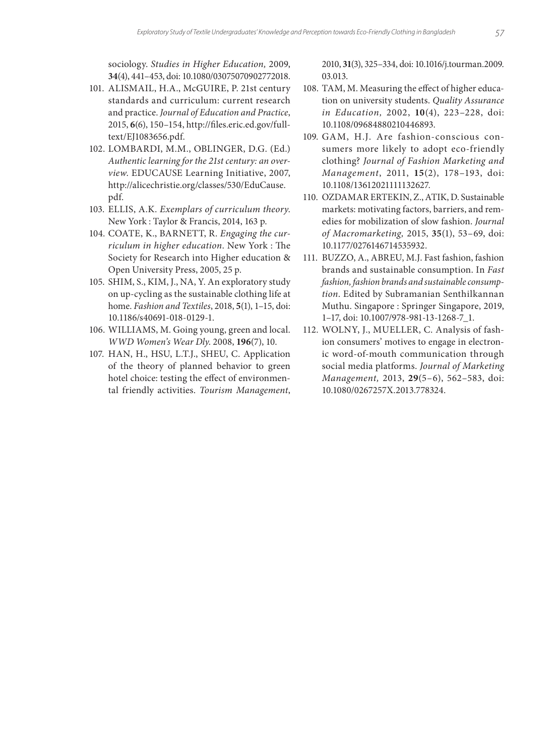sociology. *Studies in Higher Education,* 2009, **34**(4), 441–453, doi: 10.1080/03075070902772018.

101. ALISMAIL, H.A., McGUIRE, P. 21st century standards and curriculum: current research and practice. *Journal of Education and Practice*, 2015, **6**(6), 150–154, http://files.eric.ed.gov/fulltext/EJ1083656.pdf.
102. LOMBARDI, M.M., OBLINGER, D.G. (Ed.) *Authentic learning for the 21st century: an overview*. EDUCAUSE Learning Initiative, 2007, http://alicechristie.org/classes/530/EduCause.pdf.
103. ELLIS, A.K. *Exemplars of curriculum theory*. New York : Taylor & Francis, 2014, 163 p.
104. COATE, K., BARNETT, R. *Engaging the curriculum in higher education*. New York : The Society for Research into Higher education & Open University Press, 2005, 25 p.
105. SHIM, S., KIM, J., NA, Y. An exploratory study on up-cycling as the sustainable clothing life at home. *Fashion and Textiles*, 2018, **5**(1), 1–15, doi: 10.1186/s40691-018-0129-1.
106. WILLIAMS, M. Going young, green and local. *WWD Women's Wear Dly*. 2008, **196**(7), 10.
107. HAN, H., HSU, L.T.J., SHEU, C. Application of the theory of planned behavior to green hotel choice: testing the effect of environmental friendly activities. *Tourism Management*, 2010, **31**(3), 325–334, doi: 10.1016/j.tourman.2009.03.013.
108. TAM, M. Measuring the effect of higher education on university students. *Quality Assurance in Education,* 2002, **10**(4), 223–228, doi: 10.1108/09684880210446893.
109. GAM, H.J. Are fashion-conscious consumers more likely to adopt eco-friendly clothing? *Journal of Fashion Marketing and Management*, 2011, **15**(2), 178–193, doi: 10.1108/13612021111132627.
110. OZDAMAR ERTEKIN, Z., ATIK, D. Sustainable markets: motivating factors, barriers, and remedies for mobilization of slow fashion. *Journal of Macromarketing,* 2015, **35**(1), 53–69, doi: 10.1177/0276146714535932.
111. BUZZO, A., ABREU, M.J. Fast fashion, fashion brands and sustainable consumption. In *Fast fashion, fashion brands and sustainable consumption*. Edited by Subramanian Senthilkannan Muthu. Singapore : Springer Singapore, 2019, 1–17, doi: 10.1007/978-981-13-1268-7_1.
112. WOLNY, J., MUELLER, C. Analysis of fashion consumers' motives to engage in electronic word-of-mouth communication through social media platforms. *Journal of Marketing Management,* 2013, **29**(5–6), 562–583, doi: 10.1080/0267257X.2013.778324.